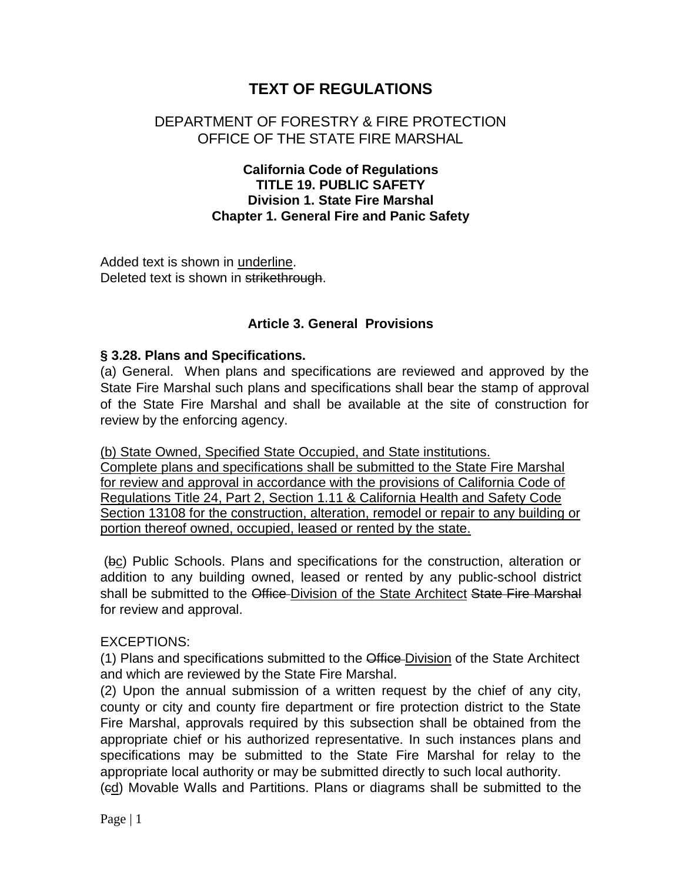# TEXT OF REGULATIONS

## DEPARTMENT OF FORESTRY & FIRE PROTECTION
## OFFICE OF THE STATE FIRE MARSHAL

**California Code of Regulations**
**TITLE 19. PUBLIC SAFETY**
**Division 1. State Fire Marshal**
**Chapter 1. General Fire and Panic Safety**

Added text is shown in <u>underline</u>.
Deleted text is shown in ~~strikethrough~~.

### Article 3. General Provisions

**§ 3.28. Plans and Specifications.**

(a) General. When plans and specifications are reviewed and approved by the State Fire Marshal such plans and specifications shall bear the stamp of approval of the State Fire Marshal and shall be available at the site of construction for review by the enforcing agency.

<u>(b) State Owned, Specified State Occupied, and State institutions. Complete plans and specifications shall be submitted to the State Fire Marshal for review and approval in accordance with the provisions of California Code of Regulations Title 24, Part 2, Section 1.11 & California Health and Safety Code Section 13108 for the construction, alteration, remodel or repair to any building or portion thereof owned, occupied, leased or rented by the state.</u>

(~~b~~<u>c</u>) Public Schools. Plans and specifications for the construction, alteration or addition to any building owned, leased or rented by any public-school district shall be submitted to the ~~Office~~ <u>Division of the State Architect</u> ~~State Fire Marshal~~ for review and approval.

EXCEPTIONS:

(1) Plans and specifications submitted to the ~~Office~~ <u>Division</u> of the State Architect and which are reviewed by the State Fire Marshal.

(2) Upon the annual submission of a written request by the chief of any city, county or city and county fire department or fire protection district to the State Fire Marshal, approvals required by this subsection shall be obtained from the appropriate chief or his authorized representative. In such instances plans and specifications may be submitted to the State Fire Marshal for relay to the appropriate local authority or may be submitted directly to such local authority.

(~~c~~<u>d</u>) Movable Walls and Partitions. Plans or diagrams shall be submitted to the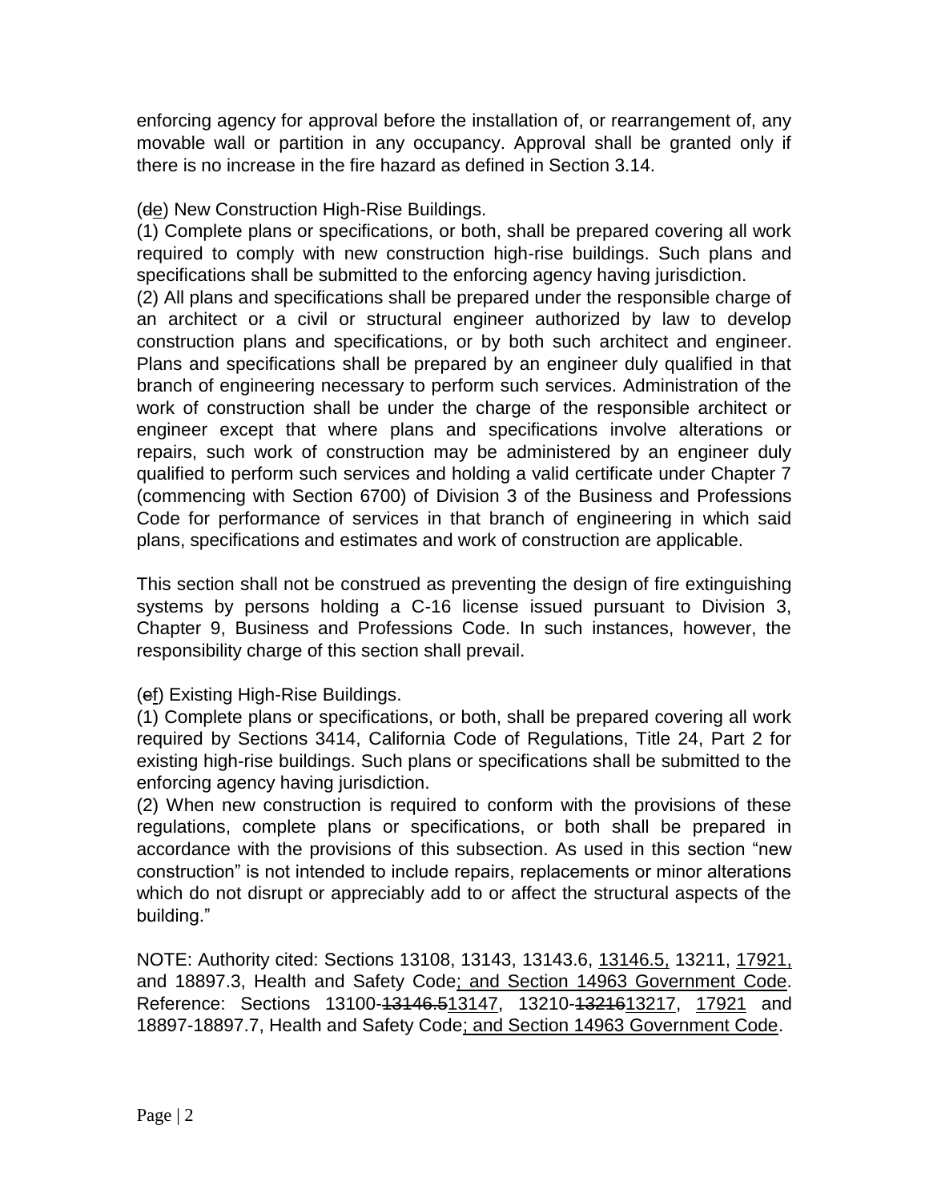enforcing agency for approval before the installation of, or rearrangement of, any movable wall or partition in any occupancy. Approval shall be granted only if there is no increase in the fire hazard as defined in Section 3.14.

(~~d~~e) New Construction High-Rise Buildings.

(1) Complete plans or specifications, or both, shall be prepared covering all work required to comply with new construction high-rise buildings. Such plans and specifications shall be submitted to the enforcing agency having jurisdiction.

(2) All plans and specifications shall be prepared under the responsible charge of an architect or a civil or structural engineer authorized by law to develop construction plans and specifications, or by both such architect and engineer. Plans and specifications shall be prepared by an engineer duly qualified in that branch of engineering necessary to perform such services. Administration of the work of construction shall be under the charge of the responsible architect or engineer except that where plans and specifications involve alterations or repairs, such work of construction may be administered by an engineer duly qualified to perform such services and holding a valid certificate under Chapter 7 (commencing with Section 6700) of Division 3 of the Business and Professions Code for performance of services in that branch of engineering in which said plans, specifications and estimates and work of construction are applicable.

This section shall not be construed as preventing the design of fire extinguishing systems by persons holding a C-16 license issued pursuant to Division 3, Chapter 9, Business and Professions Code. In such instances, however, the responsibility charge of this section shall prevail.

(~~e~~f) Existing High-Rise Buildings.

(1) Complete plans or specifications, or both, shall be prepared covering all work required by Sections 3414, California Code of Regulations, Title 24, Part 2 for existing high-rise buildings. Such plans or specifications shall be submitted to the enforcing agency having jurisdiction.

(2) When new construction is required to conform with the provisions of these regulations, complete plans or specifications, or both shall be prepared in accordance with the provisions of this subsection. As used in this section "new construction" is not intended to include repairs, replacements or minor alterations which do not disrupt or appreciably add to or affect the structural aspects of the building."

NOTE: Authority cited: Sections 13108, 13143, 13143.6, 13146.5, 13211, 17921, and 18897.3, Health and Safety Code; and Section 14963 Government Code. Reference: Sections 13100-~~13146.5~~13147, 13210-~~13216~~13217, 17921 and 18897-18897.7, Health and Safety Code; and Section 14963 Government Code.